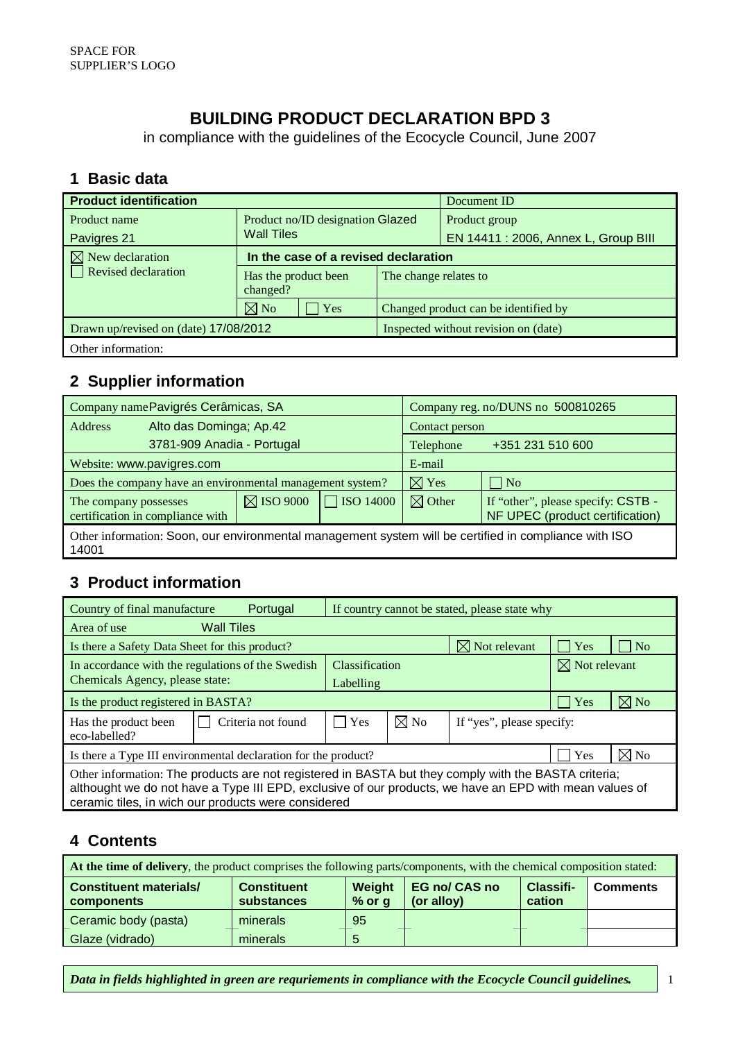SPACE FOR
SUPPLIER'S LOGO

# BUILDING PRODUCT DECLARATION BPD 3

in compliance with the guidelines of the Ecocycle Council, June 2007

## 1 Basic data

| **Product identification** | | | | Document ID |
|---|---|---|---|---|
| Product name<br>Pavigres 21 | Product no/ID designation Glazed Wall Tiles | | | Product group<br>EN 14411 : 2006, Annex L, Group BIII |
| ☒ New declaration<br>☐ Revised declaration | **In the case of a revised declaration** | | | |
| | Has the product been changed? | | The change relates to | |
| | ☒ No | ☐ Yes | Changed product can be identified by | |
| Drawn up/revised on (date) 17/08/2012 | | | Inspected without revision on (date) | |
| Other information: | | | | |

## 2 Supplier information

| Company name Pavigrés Cerâmicas, SA | | | Company reg. no/DUNS no 500810265 | |
|---|---|---|---|---|
| Address Alto das Dominga; Ap.42<br>3781-909 Anadia - Portugal | | | Contact person | |
| | | | Telephone +351 231 510 600 | |
| Website: www.pavigres.com | | | E-mail | |
| Does the company have an environmental management system? | | | ☒ Yes | ☐ No |
| The company possesses certification in compliance with | ☒ ISO 9000 | ☐ ISO 14000 | ☒ Other | If "other", please specify: CSTB - NF UPEC (product certification) |
| Other information: Soon, our environmental management system will be certified in compliance with ISO 14001 | | | | |

## 3 Product information

| Country of final manufacture Portugal | | If country cannot be stated, please state why | | | | |
|---|---|---|---|---|---|---|
| Area of use Wall Tiles | | | | | | |
| Is there a Safety Data Sheet for this product? | | | | ☒ Not relevant | ☐ Yes | ☐ No |
| In accordance with the regulations of the Swedish Chemicals Agency, please state: | | Classification<br>Labelling | | | ☒ Not relevant | |
| Is the product registered in BASTA? | | | | | ☐ Yes | ☒ No |
| Has the product been eco-labelled? | ☐ Criteria not found | ☐ Yes | ☒ No | If "yes", please specify: | | |
| Is there a Type III environmental declaration for the product? | | | | | ☐ Yes | ☒ No |
| Other information: The products are not registered in BASTA but they comply with the BASTA criteria; althought we do not have a Type III EPD, exclusive of our products, we have an EPD with mean values of ceramic tiles, in wich our products were considered | | | | | | |

## 4 Contents

**At the time of delivery**, the product comprises the following parts/components, with the chemical composition stated:

| Constituent materials/ components | Constituent substances | Weight % or g | EG no/ CAS no (or alloy) | Classifi-cation | Comments |
|---|---|---|---|---|---|
| Ceramic body (pasta) | minerals | 95 | | | |
| Glaze (vidrado) | minerals | 5 | | | |

***Data in fields highlighted in green are requriements in compliance with the Ecocycle Council guidelines.***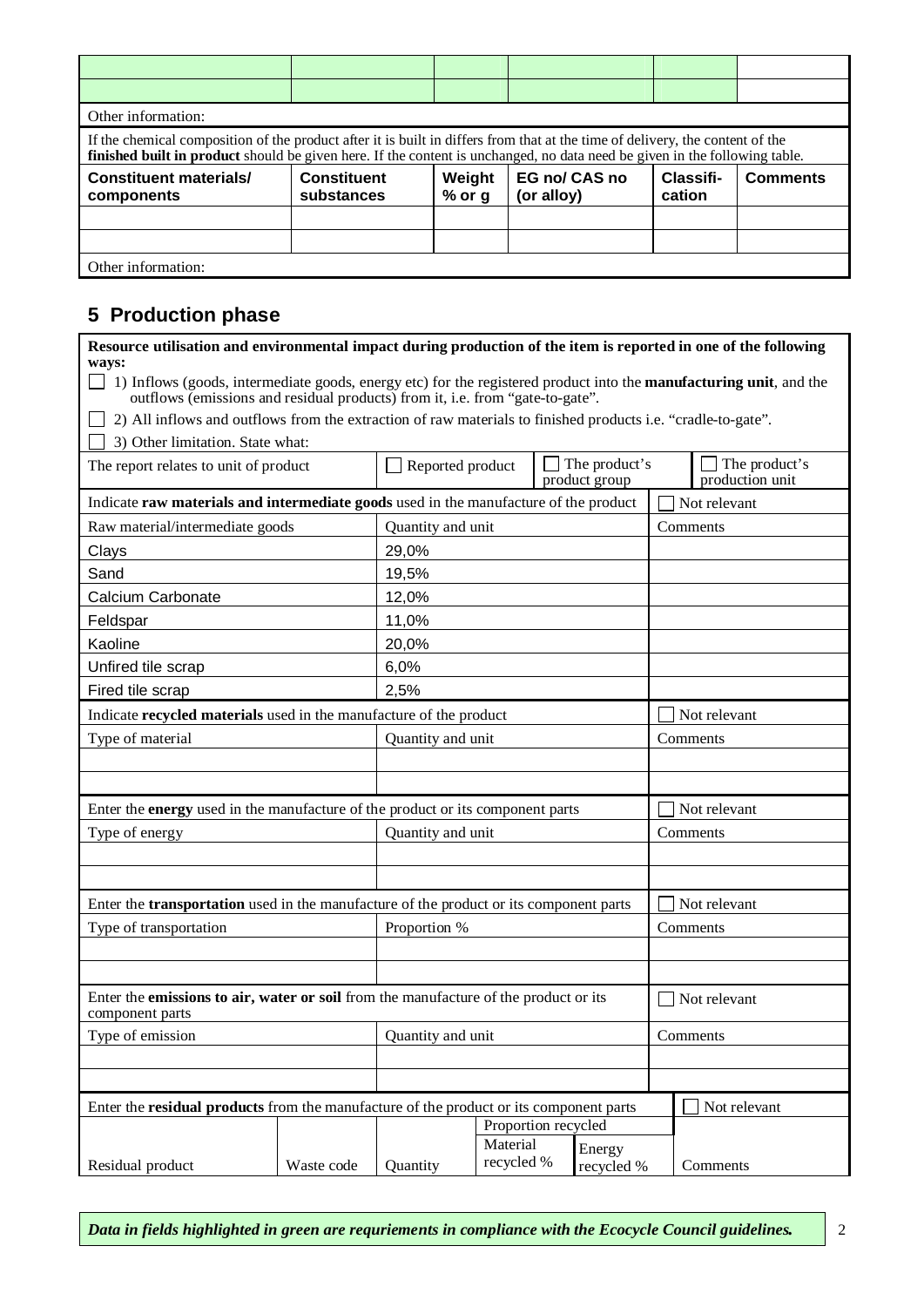| | | | | | |
|---|---|---|---|---|---|
| | | | | | |
| | | | | | |

Other information:

If the chemical composition of the product after it is built in differs from that at the time of delivery, the content of the **finished built in product** should be given here. If the content is unchanged, no data need be given in the following table.

| Constituent materials/ components | Constituent substances | Weight % or g | EG no/ CAS no (or alloy) | Classifi-cation | Comments |
|---|---|---|---|---|---|
| | | | | | |
| | | | | | |

Other information:

## 5 Production phase

**Resource utilisation and environmental impact during production of the item is reported in one of the following ways:**

☐ 1) Inflows (goods, intermediate goods, energy etc) for the registered product into the **manufacturing unit**, and the outflows (emissions and residual products) from it, i.e. from "gate-to-gate".

☐ 2) All inflows and outflows from the extraction of raw materials to finished products i.e. "cradle-to-gate".

☐ 3) Other limitation. State what:

| The report relates to unit of product | ☐ Reported product | ☐ The product's product group | ☐ The product's production unit |
|---|---|---|---|

Indicate **raw materials and intermediate goods** used in the manufacture of the product ☐ Not relevant

| Raw material/intermediate goods | Quantity and unit | Comments |
|---|---|---|
| Clays | 29,0% | |
| Sand | 19,5% | |
| Calcium Carbonate | 12,0% | |
| Feldspar | 11,0% | |
| Kaoline | 20,0% | |
| Unfired tile scrap | 6,0% | |
| Fired tile scrap | 2,5% | |

Indicate **recycled materials** used in the manufacture of the product ☐ Not relevant

| Type of material | Quantity and unit | Comments |
|---|---|---|
| | | |
| | | |

Enter the **energy** used in the manufacture of the product or its component parts ☐ Not relevant

| Type of energy | Quantity and unit | Comments |
|---|---|---|
| | | |
| | | |

Enter the **transportation** used in the manufacture of the product or its component parts ☐ Not relevant

| Type of transportation | Proportion % | Comments |
|---|---|---|
| | | |
| | | |

Enter the **emissions to air, water or soil** from the manufacture of the product or its component parts ☐ Not relevant

| Type of emission | Quantity and unit | Comments |
|---|---|---|
| | | |
| | | |

Enter the **residual products** from the manufacture of the product or its component parts ☐ Not relevant

| Residual product | Waste code | Quantity | Proportion recycled | | Comments |
|---|---|---|---|---|---|
| | | | Material recycled % | Energy recycled % | |

***Data in fields highlighted in green are requriements in compliance with the Ecocycle Council guidelines.***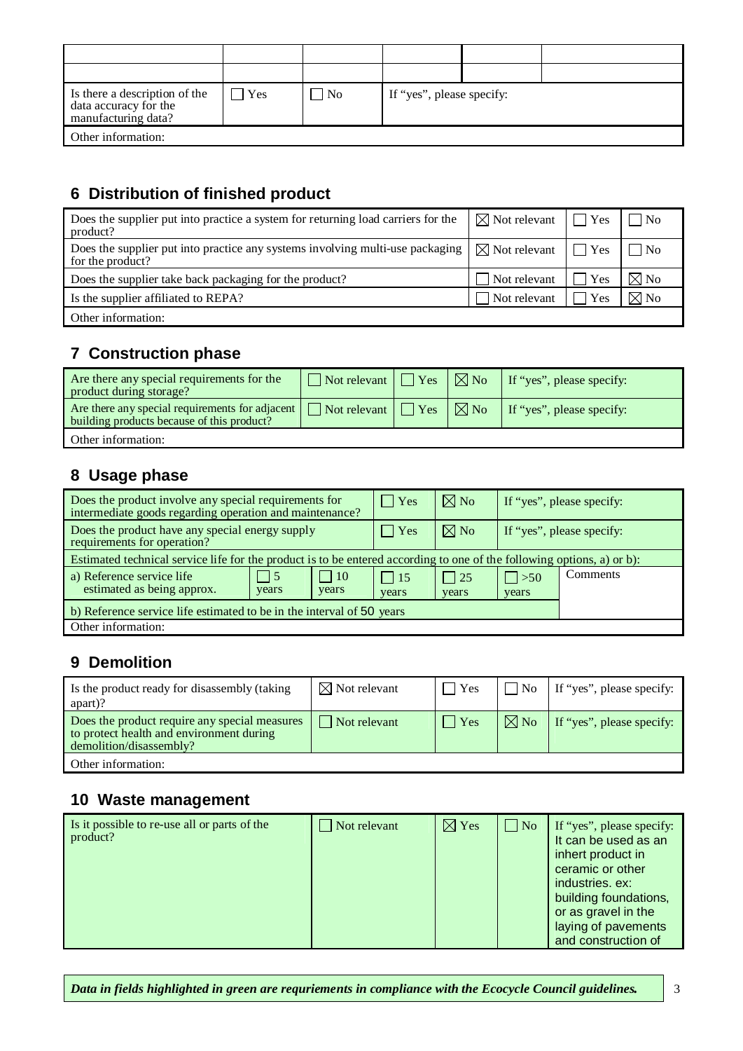| | | | | | |
|---|---|---|---|---|---|
| | | | | | |
| | | | | | |
| Is there a description of the data accuracy for the manufacturing data? | ☐ Yes | ☐ No | If "yes", please specify: | | |
| Other information: | | | | | |

## 6 Distribution of finished product

| | | | |
|---|---|---|---|
| Does the supplier put into practice a system for returning load carriers for the product? | ☒ Not relevant | ☐ Yes | ☐ No |
| Does the supplier put into practice any systems involving multi-use packaging for the product? | ☒ Not relevant | ☐ Yes | ☐ No |
| Does the supplier take back packaging for the product? | ☐ Not relevant | ☐ Yes | ☒ No |
| Is the supplier affiliated to REPA? | ☐ Not relevant | ☐ Yes | ☒ No |
| Other information: | | | |

## 7 Construction phase

| | | | | |
|---|---|---|---|---|
| Are there any special requirements for the product during storage? | ☐ Not relevant | ☐ Yes | ☒ No | If "yes", please specify: |
| Are there any special requirements for adjacent building products because of this product? | ☐ Not relevant | ☐ Yes | ☒ No | If "yes", please specify: |
| Other information: | | | | |

## 8 Usage phase

| | | | | | | |
|---|---|---|---|---|---|---|
| Does the product involve any special requirements for intermediate goods regarding operation and maintenance? | | | ☐ Yes | ☒ No | If "yes", please specify: | |
| Does the product have any special energy supply requirements for operation? | | | ☐ Yes | ☒ No | If "yes", please specify: | |
| Estimated technical service life for the product is to be entered according to one of the following options, a) or b): | | | | | | |
| a) Reference service life estimated as being approx. | ☐ 5 years | ☐ 10 years | ☐ 15 years | ☐ 25 years | ☐ >50 years | Comments |
| b) Reference service life estimated to be in the interval of 50 years | | | | | | |
| Other information: | | | | | | |

## 9 Demolition

| | | | | |
|---|---|---|---|---|
| Is the product ready for disassembly (taking apart)? | ☒ Not relevant | ☐ Yes | ☐ No | If "yes", please specify: |
| Does the product require any special measures to protect health and environment during demolition/disassembly? | ☐ Not relevant | ☐ Yes | ☒ No | If "yes", please specify: |
| Other information: | | | | |

## 10 Waste management

| | | | | |
|---|---|---|---|---|
| Is it possible to re-use all or parts of the product? | ☐ Not relevant | ☒ Yes | ☐ No | If "yes", please specify: It can be used as an inhert product in ceramic or other industries. ex: building foundations, or as gravel in the laying of pavements and construction of |

***Data in fields highlighted in green are requriements in compliance with the Ecocycle Council guidelines.***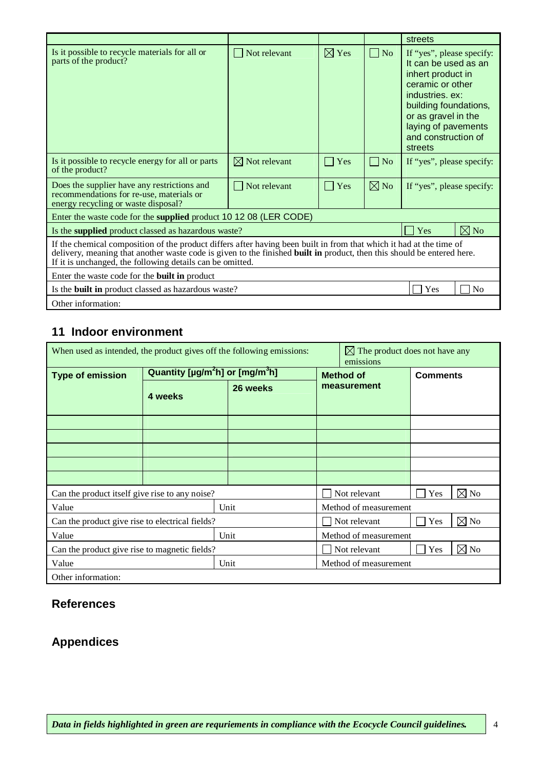| | | | | |
|---|---|---|---|---|
| | | | | streets |
| Is it possible to recycle materials for all or parts of the product? | ☐ Not relevant | ☒ Yes | ☐ No | If "yes", please specify: It can be used as an inhert product in ceramic or other industries. ex: building foundations, or as gravel in the laying of pavements and construction of streets |
| Is it possible to recycle energy for all or parts of the product? | ☒ Not relevant | ☐ Yes | ☐ No | If "yes", please specify: |
| Does the supplier have any restrictions and recommendations for re-use, materials or energy recycling or waste disposal? | ☐ Not relevant | ☐ Yes | ☒ No | If "yes", please specify: |

| | | |
|---|---|---|
| Enter the waste code for the **supplied** product 10 12 08 (LER CODE) | | |
| Is the **supplied** product classed as hazardous waste? | ☐ Yes | ☒ No |
| If the chemical composition of the product differs after having been built in from that which it had at the time of delivery, meaning that another waste code is given to the finished **built in** product, then this should be entered here. If it is unchanged, the following details can be omitted. | | |
| Enter the waste code for the **built in** product | | |
| Is the **built in** product classed as hazardous waste? | ☐ Yes | ☐ No |
| Other information: | | |

## 11 Indoor environment

| | | | | |
|---|---|---|---|---|
| When used as intended, the product gives off the following emissions: | | | ☒ The product does not have any emissions | |
| **Type of emission** | **Quantity [μg/m²h] or [mg/m³h]** | | **Method of measurement** | **Comments** |
| | **4 weeks** | **26 weeks** | | |
| | | | | |
| | | | | |
| | | | | |
| | | | | |
| | | | | |

| | | | | |
|---|---|---|---|---|
| Can the product itself give rise to any noise? | | ☐ Not relevant | ☐ Yes | ☒ No |
| Value | Unit | Method of measurement | | |
| Can the product give rise to electrical fields? | | ☐ Not relevant | ☐ Yes | ☒ No |
| Value | Unit | Method of measurement | | |
| Can the product give rise to magnetic fields? | | ☐ Not relevant | ☐ Yes | ☒ No |
| Value | Unit | Method of measurement | | |
| Other information: | | | | |

## References

## Appendices

***Data in fields highlighted in green are requriements in compliance with the Ecocycle Council guidelines.***